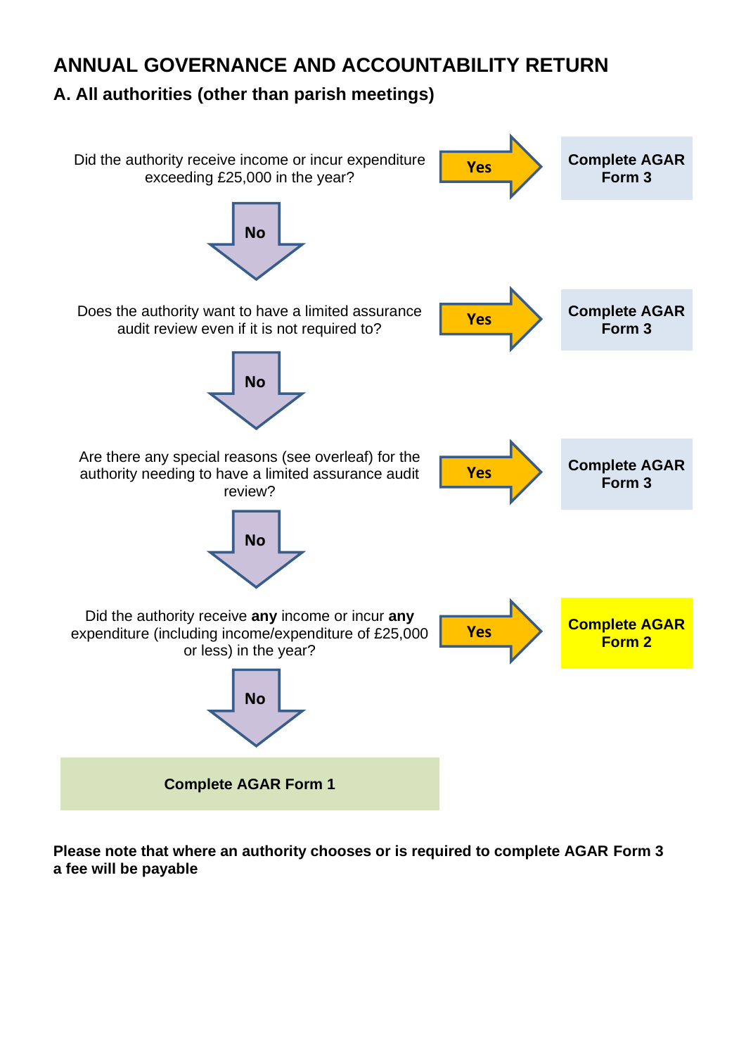# ANNUAL GOVERNANCE AND ACCOUNTABILITY RETURN

## A. All authorities (other than parish meetings)

Did the authority receive income or incur expenditure exceeding £25,000 in the year?

- **Yes** → **Complete AGAR Form 3**
- **No** ↓

Does the authority want to have a limited assurance audit review even if it is not required to?

- **Yes** → **Complete AGAR Form 3**
- **No** ↓

Are there any special reasons (see overleaf) for the authority needing to have a limited assurance audit review?

- **Yes** → **Complete AGAR Form 3**
- **No** ↓

Did the authority receive **any** income or incur **any** expenditure (including income/expenditure of £25,000 or less) in the year?

- **Yes** → **Complete AGAR Form 2**
- **No** ↓

**Complete AGAR Form 1**

**Please note that where an authority chooses or is required to complete AGAR Form 3 a fee will be payable**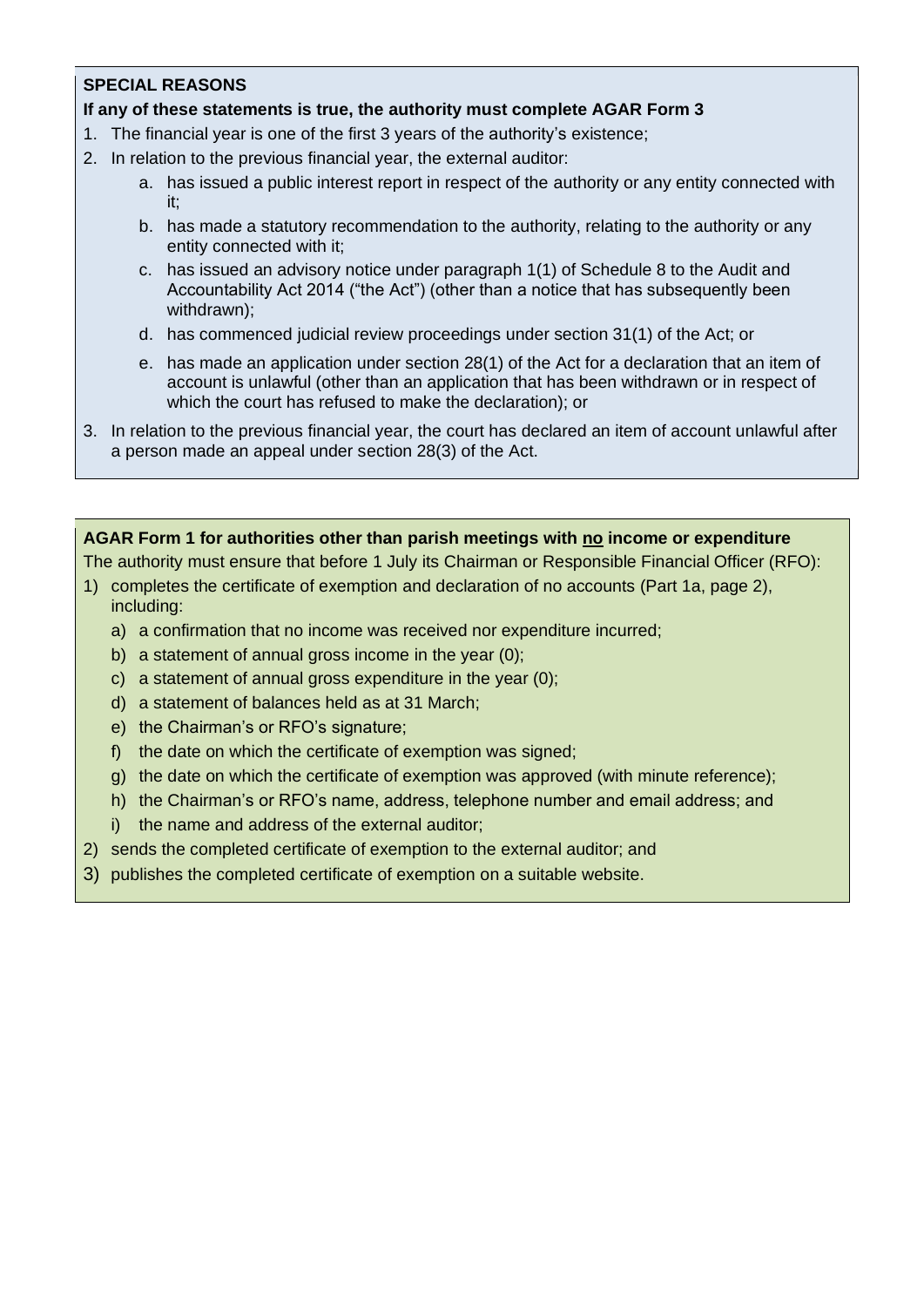**SPECIAL REASONS**

**If any of these statements is true, the authority must complete AGAR Form 3**

1. The financial year is one of the first 3 years of the authority's existence;
2. In relation to the previous financial year, the external auditor:
    a. has issued a public interest report in respect of the authority or any entity connected with it;
    b. has made a statutory recommendation to the authority, relating to the authority or any entity connected with it;
    c. has issued an advisory notice under paragraph 1(1) of Schedule 8 to the Audit and Accountability Act 2014 ("the Act") (other than a notice that has subsequently been withdrawn);
    d. has commenced judicial review proceedings under section 31(1) of the Act; or
    e. has made an application under section 28(1) of the Act for a declaration that an item of account is unlawful (other than an application that has been withdrawn or in respect of which the court has refused to make the declaration); or
3. In relation to the previous financial year, the court has declared an item of account unlawful after a person made an appeal under section 28(3) of the Act.

**AGAR Form 1 for authorities other than parish meetings with <u>no</u> income or expenditure**

The authority must ensure that before 1 July its Chairman or Responsible Financial Officer (RFO):

1) completes the certificate of exemption and declaration of no accounts (Part 1a, page 2), including:
    a) a confirmation that no income was received nor expenditure incurred;
    b) a statement of annual gross income in the year (0);
    c) a statement of annual gross expenditure in the year (0);
    d) a statement of balances held as at 31 March;
    e) the Chairman's or RFO's signature;
    f) the date on which the certificate of exemption was signed;
    g) the date on which the certificate of exemption was approved (with minute reference);
    h) the Chairman's or RFO's name, address, telephone number and email address; and
    i) the name and address of the external auditor;
2) sends the completed certificate of exemption to the external auditor; and
3) publishes the completed certificate of exemption on a suitable website.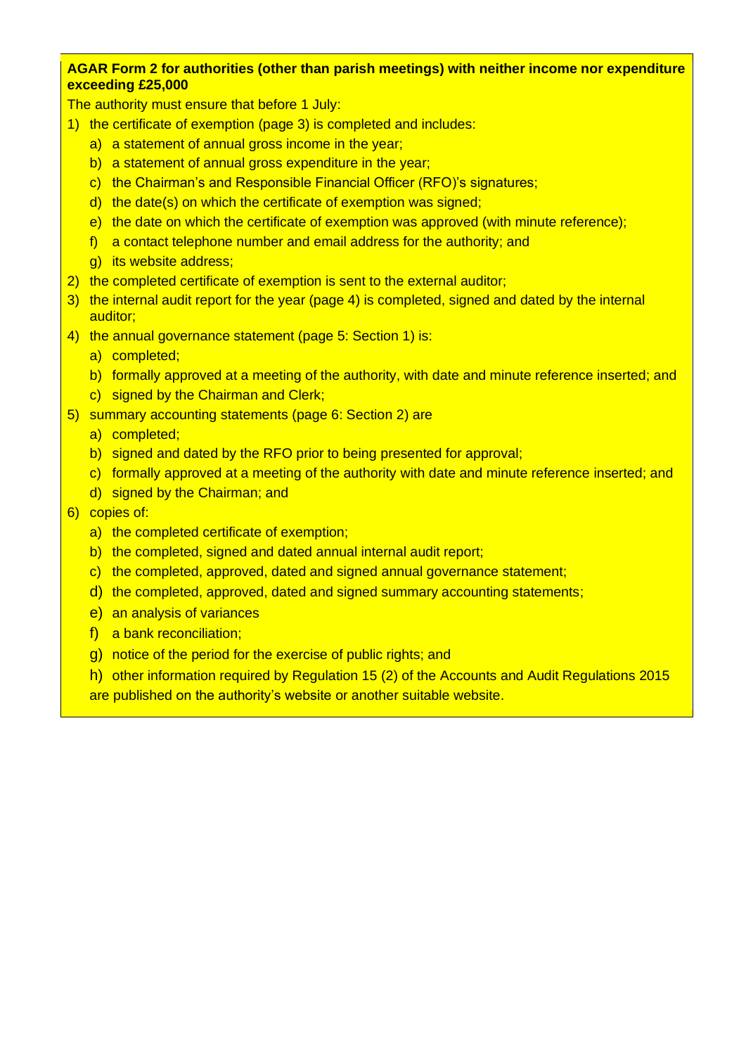**AGAR Form 2 for authorities (other than parish meetings) with neither income nor expenditure exceeding £25,000**

The authority must ensure that before 1 July:

1) the certificate of exemption (page 3) is completed and includes:
   a) a statement of annual gross income in the year;
   b) a statement of annual gross expenditure in the year;
   c) the Chairman's and Responsible Financial Officer (RFO)'s signatures;
   d) the date(s) on which the certificate of exemption was signed;
   e) the date on which the certificate of exemption was approved (with minute reference);
   f) a contact telephone number and email address for the authority; and
   g) its website address;
2) the completed certificate of exemption is sent to the external auditor;
3) the internal audit report for the year (page 4) is completed, signed and dated by the internal auditor;
4) the annual governance statement (page 5: Section 1) is:
   a) completed;
   b) formally approved at a meeting of the authority, with date and minute reference inserted; and
   c) signed by the Chairman and Clerk;
5) summary accounting statements (page 6: Section 2) are
   a) completed;
   b) signed and dated by the RFO prior to being presented for approval;
   c) formally approved at a meeting of the authority with date and minute reference inserted; and
   d) signed by the Chairman; and
6) copies of:
   a) the completed certificate of exemption;
   b) the completed, signed and dated annual internal audit report;
   c) the completed, approved, dated and signed annual governance statement;
   d) the completed, approved, dated and signed summary accounting statements;
   e) an analysis of variances
   f) a bank reconciliation;
   g) notice of the period for the exercise of public rights; and
   h) other information required by Regulation 15 (2) of the Accounts and Audit Regulations 2015

   are published on the authority's website or another suitable website.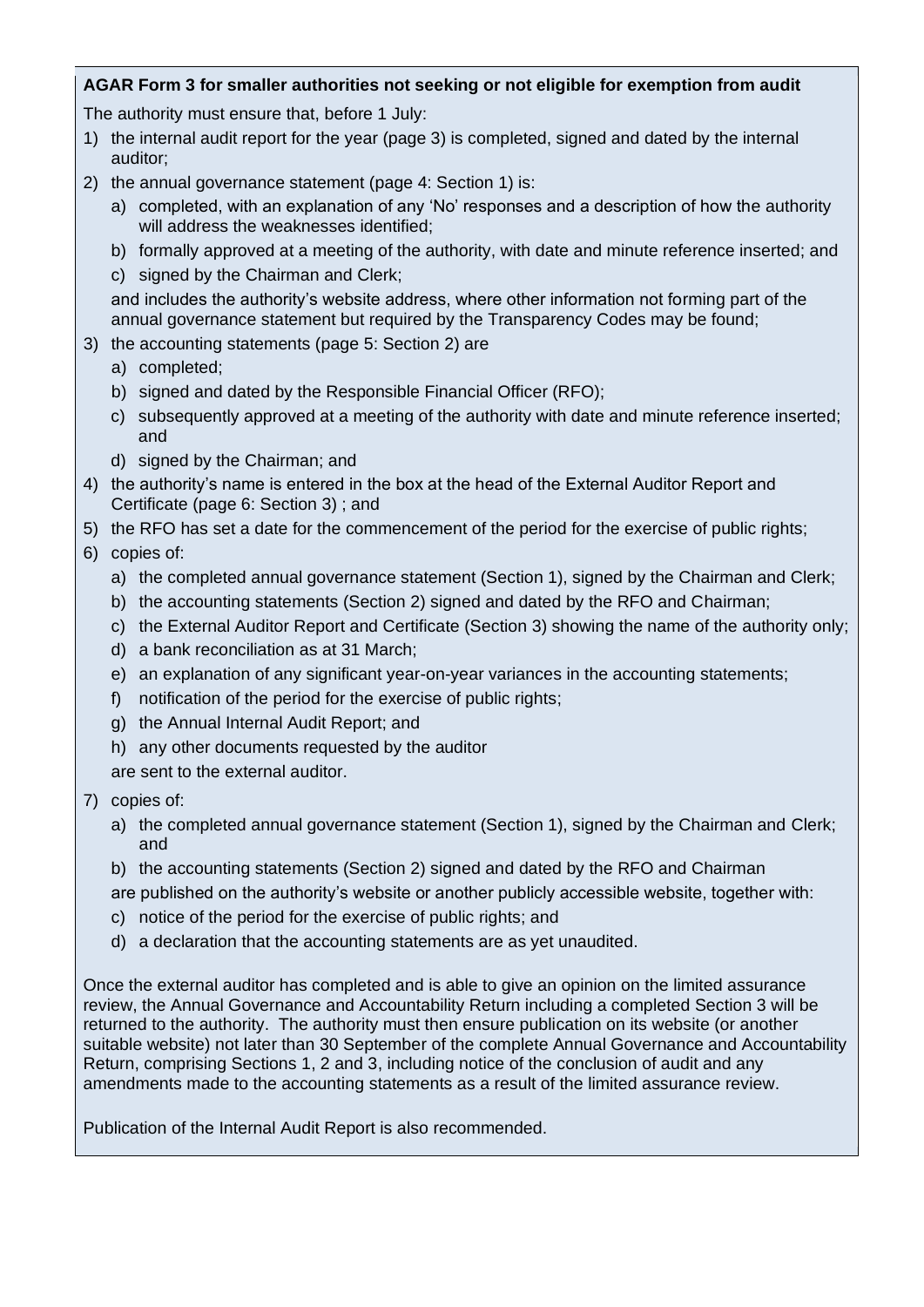**AGAR Form 3 for smaller authorities not seeking or not eligible for exemption from audit**

The authority must ensure that, before 1 July:

1) the internal audit report for the year (page 3) is completed, signed and dated by the internal auditor;
2) the annual governance statement (page 4: Section 1) is:
   a) completed, with an explanation of any 'No' responses and a description of how the authority will address the weaknesses identified;
   b) formally approved at a meeting of the authority, with date and minute reference inserted; and
   c) signed by the Chairman and Clerk;

   and includes the authority's website address, where other information not forming part of the annual governance statement but required by the Transparency Codes may be found;
3) the accounting statements (page 5: Section 2) are
   a) completed;
   b) signed and dated by the Responsible Financial Officer (RFO);
   c) subsequently approved at a meeting of the authority with date and minute reference inserted; and
   d) signed by the Chairman; and
4) the authority's name is entered in the box at the head of the External Auditor Report and Certificate (page 6: Section 3) ; and
5) the RFO has set a date for the commencement of the period for the exercise of public rights;
6) copies of:
   a) the completed annual governance statement (Section 1), signed by the Chairman and Clerk;
   b) the accounting statements (Section 2) signed and dated by the RFO and Chairman;
   c) the External Auditor Report and Certificate (Section 3) showing the name of the authority only;
   d) a bank reconciliation as at 31 March;
   e) an explanation of any significant year-on-year variances in the accounting statements;
   f) notification of the period for the exercise of public rights;
   g) the Annual Internal Audit Report; and
   h) any other documents requested by the auditor

   are sent to the external auditor.
7) copies of:
   a) the completed annual governance statement (Section 1), signed by the Chairman and Clerk; and
   b) the accounting statements (Section 2) signed and dated by the RFO and Chairman

   are published on the authority's website or another publicly accessible website, together with:

   c) notice of the period for the exercise of public rights; and
   d) a declaration that the accounting statements are as yet unaudited.

Once the external auditor has completed and is able to give an opinion on the limited assurance review, the Annual Governance and Accountability Return including a completed Section 3 will be returned to the authority. The authority must then ensure publication on its website (or another suitable website) not later than 30 September of the complete Annual Governance and Accountability Return, comprising Sections 1, 2 and 3, including notice of the conclusion of audit and any amendments made to the accounting statements as a result of the limited assurance review.

Publication of the Internal Audit Report is also recommended.